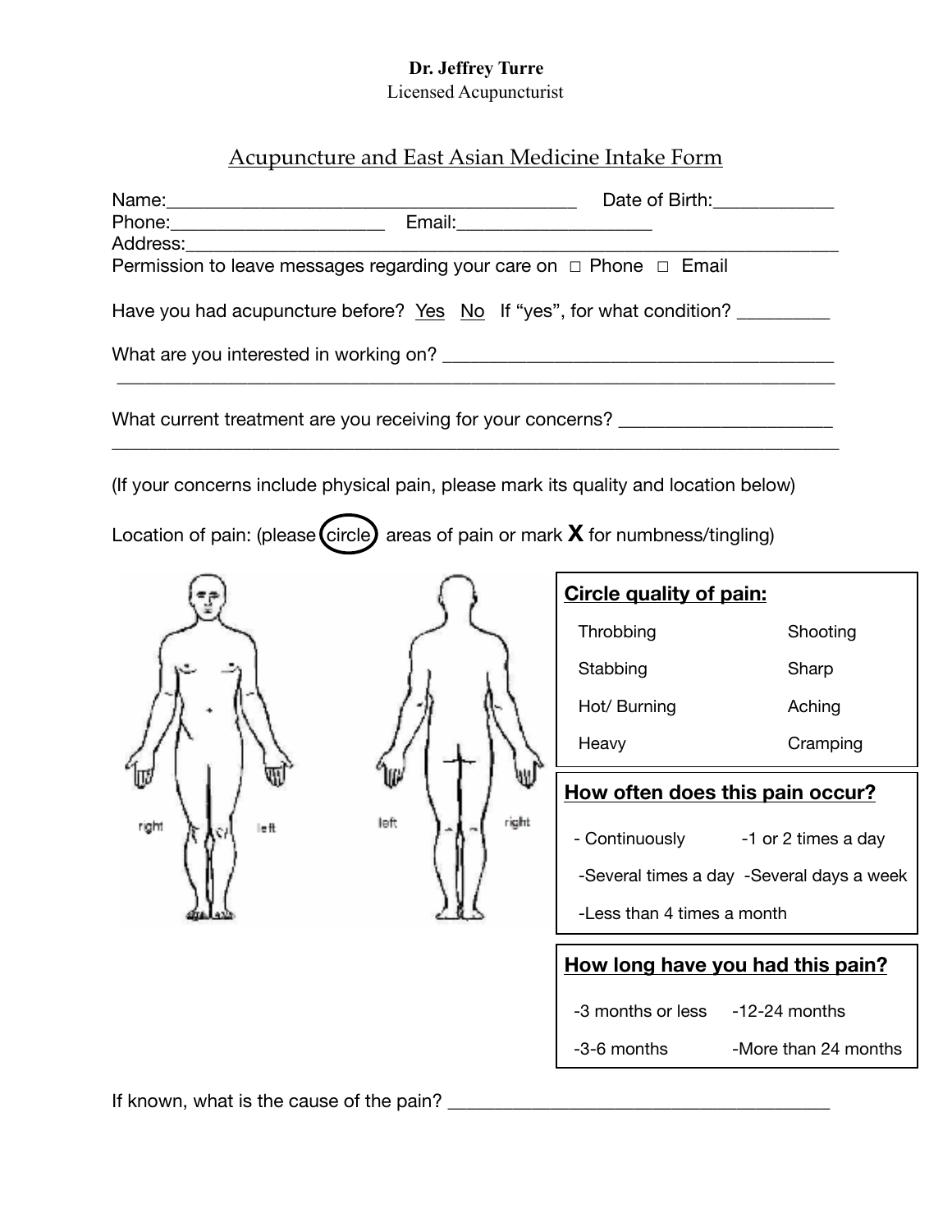**Dr. Jeffrey Turre**
Licensed Acupuncturist

# Acupuncture and East Asian Medicine Intake Form

Name:\_\_\_\_\_\_\_\_\_\_\_\_\_\_\_\_\_\_\_\_\_\_\_\_\_\_\_\_\_\_\_\_\_\_\_\_\_\_\_\_\_\_ Date of Birth:\_\_\_\_\_\_\_\_\_\_\_\_\_

Phone:\_\_\_\_\_\_\_\_\_\_\_\_\_\_\_\_\_\_\_\_\_\_ Email:\_\_\_\_\_\_\_\_\_\_\_\_\_\_\_\_\_\_\_\_

Address:\_\_\_\_\_\_\_\_\_\_\_\_\_\_\_\_\_\_\_\_\_\_\_\_\_\_\_\_\_\_\_\_\_\_\_\_\_\_\_\_\_\_\_\_\_\_\_\_\_\_\_\_\_\_\_\_\_\_\_\_\_\_\_\_\_\_

Permission to leave messages regarding your care on □ Phone □ Email

Have you had acupuncture before? Yes No If "yes", for what condition? \_\_\_\_\_\_\_\_\_\_

What are you interested in working on? \_\_\_\_\_\_\_\_\_\_\_\_\_\_\_\_\_\_\_\_\_\_\_\_\_\_\_\_\_\_\_\_\_\_\_\_\_\_\_\_\_

\_\_\_\_\_\_\_\_\_\_\_\_\_\_\_\_\_\_\_\_\_\_\_\_\_\_\_\_\_\_\_\_\_\_\_\_\_\_\_\_\_\_\_\_\_\_\_\_\_\_\_\_\_\_\_\_\_\_\_\_\_\_\_\_\_\_\_\_\_\_\_\_\_\_\_\_

What current treatment are you receiving for your concerns? \_\_\_\_\_\_\_\_\_\_\_\_\_\_\_\_\_\_\_\_\_\_

\_\_\_\_\_\_\_\_\_\_\_\_\_\_\_\_\_\_\_\_\_\_\_\_\_\_\_\_\_\_\_\_\_\_\_\_\_\_\_\_\_\_\_\_\_\_\_\_\_\_\_\_\_\_\_\_\_\_\_\_\_\_\_\_\_\_\_\_\_\_\_\_\_\_\_\_

(If your concerns include physical pain, please mark its quality and location below)

Location of pain: (please circle areas of pain or mark **X** for numbness/tingling)

right left

left right

**Circle quality of pain:**

| | |
|---|---|
| Throbbing | Shooting |
| Stabbing | Sharp |
| Hot/ Burning | Aching |
| Heavy | Cramping |

**How often does this pain occur?**

| | |
|---|---|
| - Continuously | -1 or 2 times a day |
| -Several times a day | -Several days a week |
| -Less than 4 times a month | |

**How long have you had this pain?**

| | |
|---|---|
| -3 months or less | -12-24 months |
| -3-6 months | -More than 24 months |

If known, what is the cause of the pain? \_\_\_\_\_\_\_\_\_\_\_\_\_\_\_\_\_\_\_\_\_\_\_\_\_\_\_\_\_\_\_\_\_\_\_\_\_\_\_\_\_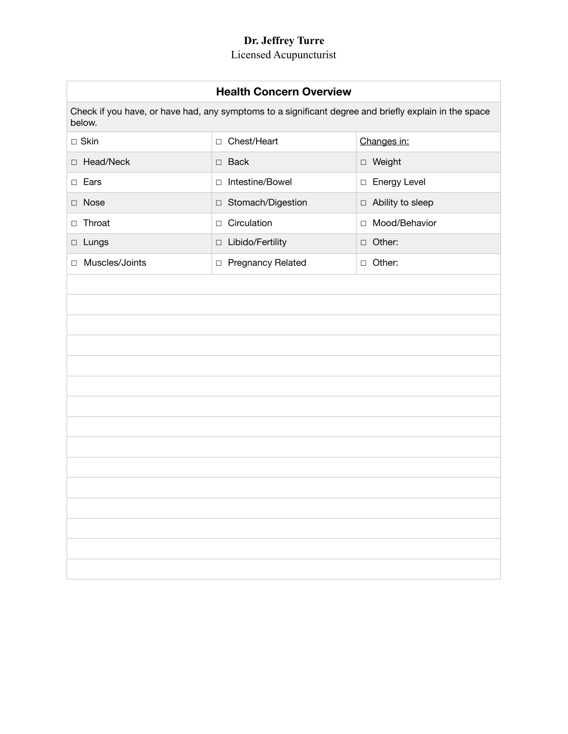**Dr. Jeffrey Turre**
Licensed Acupuncturist

| **Health Concern Overview** | | |
|---|---|---|
| Check if you have, or have had, any symptoms to a significant degree and briefly explain in the space below. | | |
| □ Skin | □ Chest/Heart | <u>Changes in:</u> |
| □ Head/Neck | □ Back | □ Weight |
| □ Ears | □ Intestine/Bowel | □ Energy Level |
| □ Nose | □ Stomach/Digestion | □ Ability to sleep |
| □ Throat | □ Circulation | □ Mood/Behavior |
| □ Lungs | □ Libido/Fertility | □ Other: |
| □ Muscles/Joints | □ Pregnancy Related | □ Other: |
| | | |
| | | |
| | | |
| | | |
| | | |
| | | |
| | | |
| | | |
| | | |
| | | |
| | | |
| | | |
| | | |
| | | |
| | | |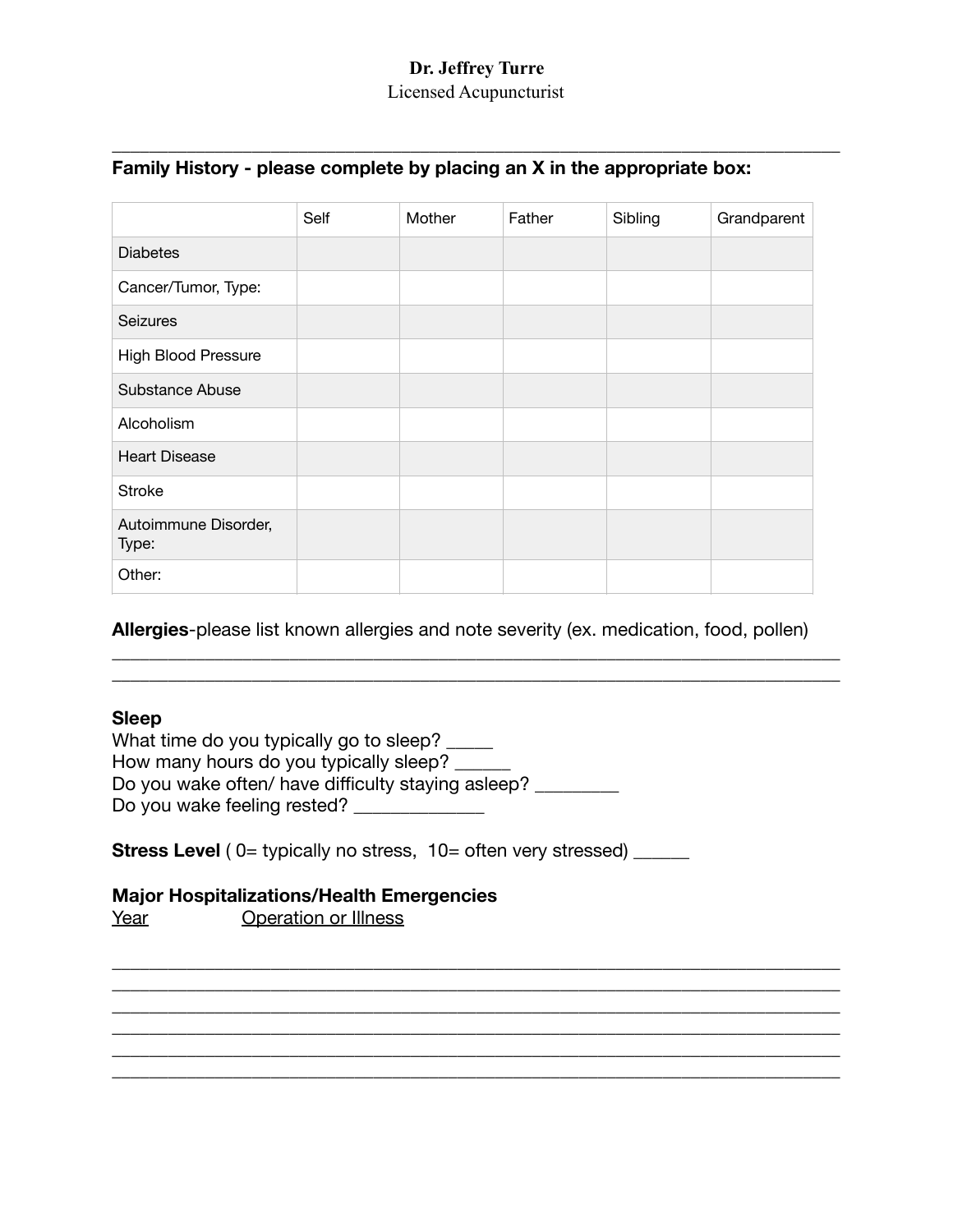**Dr. Jeffrey Turre**
Licensed Acupuncturist

---

**Family History - please complete by placing an X in the appropriate box:**

| | Self | Mother | Father | Sibling | Grandparent |
|---|---|---|---|---|---|
| Diabetes | | | | | |
| Cancer/Tumor, Type: | | | | | |
| Seizures | | | | | |
| High Blood Pressure | | | | | |
| Substance Abuse | | | | | |
| Alcoholism | | | | | |
| Heart Disease | | | | | |
| Stroke | | | | | |
| Autoimmune Disorder, Type: | | | | | |
| Other: | | | | | |

**Allergies**-please list known allergies and note severity (ex. medication, food, pollen)

______________________________________________________________________________
______________________________________________________________________________

**Sleep**
What time do you typically go to sleep? _____
How many hours do you typically sleep? ______
Do you wake often/ have difficulty staying asleep? _________
Do you wake feeling rested? _____________

**Stress Level** ( 0= typically no stress, 10= often very stressed) ______

**Major Hospitalizations/Health Emergencies**
<u>Year</u> <u>Operation or Illness</u>

______________________________________________________________________________
______________________________________________________________________________
______________________________________________________________________________
______________________________________________________________________________
______________________________________________________________________________
______________________________________________________________________________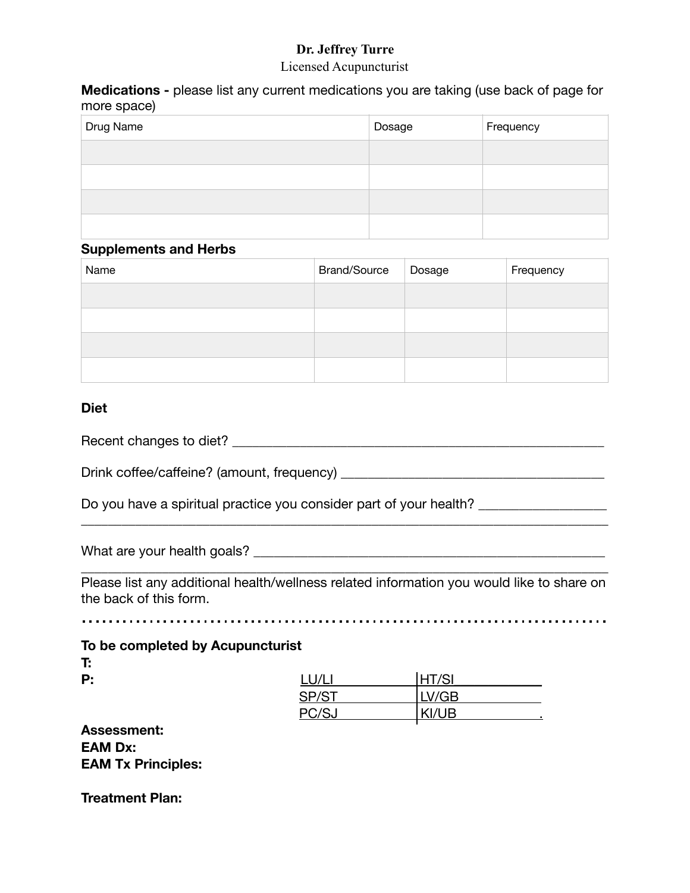**Dr. Jeffrey Turre**
Licensed Acupuncturist

**Medications -** please list any current medications you are taking (use back of page for more space)

| Drug Name | Dosage | Frequency |
|---|---|---|
| | | |
| | | |
| | | |
| | | |

**Supplements and Herbs**

| Name | Brand/Source | Dosage | Frequency |
|---|---|---|---|
| | | | |
| | | | |
| | | | |
| | | | |

**Diet**

Recent changes to diet? _______________________________________________________

Drink coffee/caffeine? (amount, frequency) ______________________________________

Do you have a spiritual practice you consider part of your health? __________________
_____________________________________________________________________________

What are your health goals? ___________________________________________________
_____________________________________________________________________________

Please list any additional health/wellness related information you would like to share on the back of this form.

.............................................................................

**To be completed by Acupuncturist**

**T:**

**P:**

| LU/LI | HT/SI |
|---|---|
| SP/ST | LV/GB |
| PC/SJ | KI/UB |

**Assessment:**

**EAM Dx:**

**EAM Tx Principles:**

**Treatment Plan:**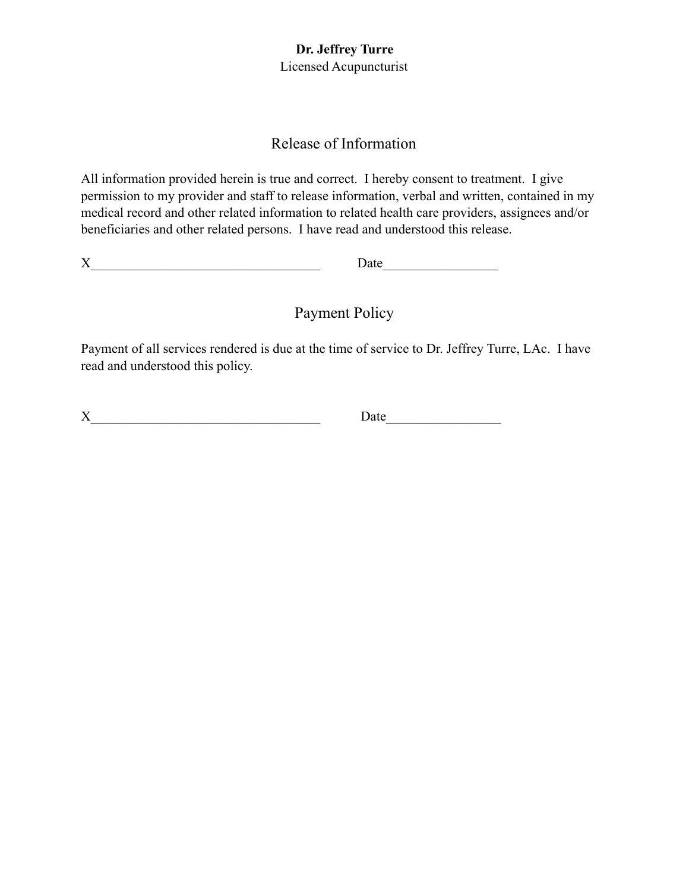**Dr. Jeffrey Turre**
Licensed Acupuncturist

## Release of Information

All information provided herein is true and correct. I hereby consent to treatment. I give permission to my provider and staff to release information, verbal and written, contained in my medical record and other related information to related health care providers, assignees and/or beneficiaries and other related persons. I have read and understood this release.

X__________________________________ Date_________________

## Payment Policy

Payment of all services rendered is due at the time of service to Dr. Jeffrey Turre, LAc. I have read and understood this policy.

X__________________________________ Date_________________